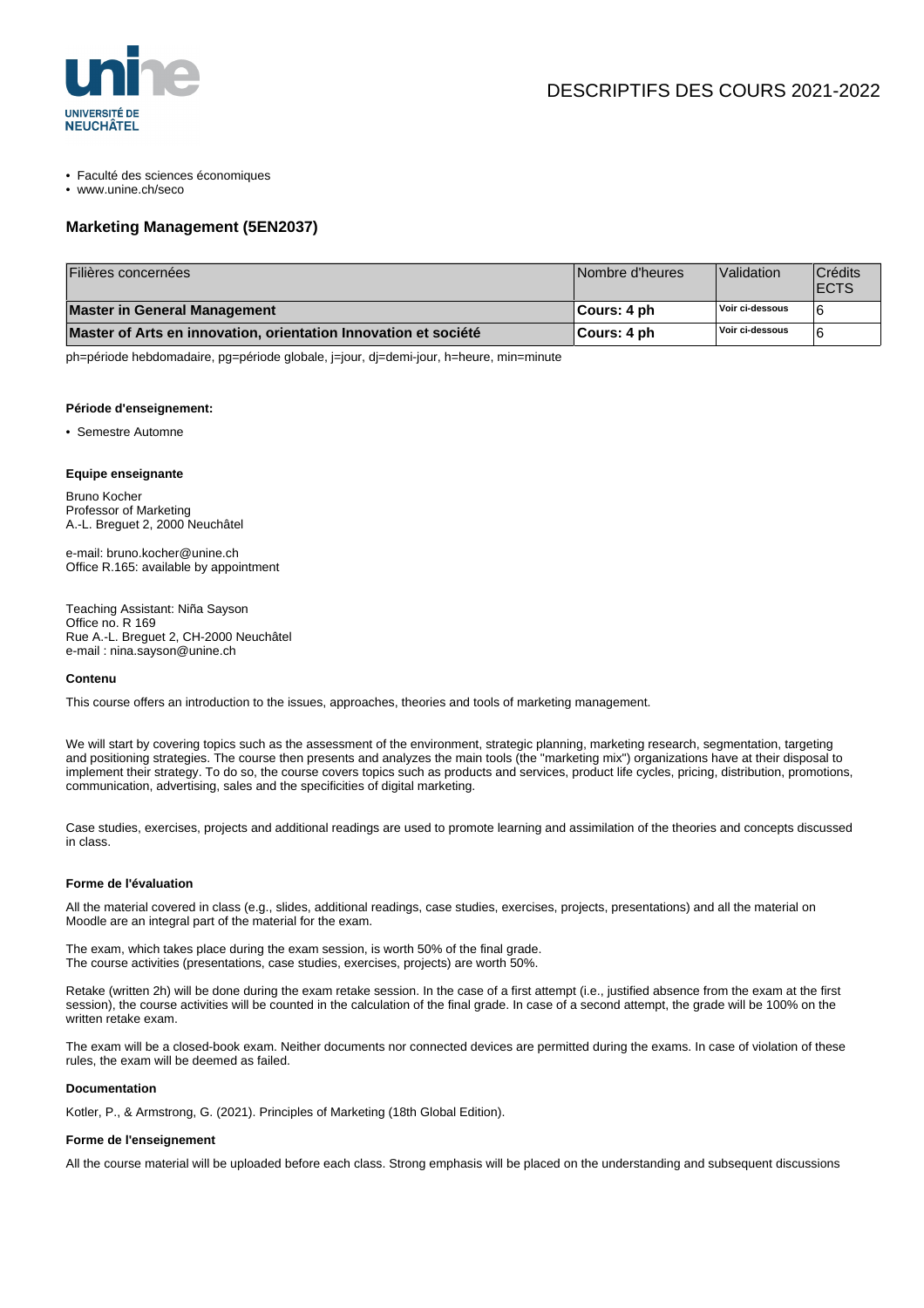- Faculté des sciences économiques
- www.unine.ch/seco

DESCRIPTIFS DES COURS 2021-2022

## Marketing Management (5EN2037)

| Filières concernées | Nombre d'heures | Validation | Crédits ECTS |
|---|---|---|---|
| **Master in General Management** | **Cours: 4 ph** | Voir ci-dessous | 6 |
| **Master of Arts en innovation, orientation Innovation et société** | **Cours: 4 ph** | Voir ci-dessous | 6 |

ph=période hebdomadaire, pg=période globale, j=jour, dj=demi-jour, h=heure, min=minute

#### Période d'enseignement:

- Semestre Automne

#### Equipe enseignante

Bruno Kocher
Professor of Marketing
A.-L. Breguet 2, 2000 Neuchâtel

e-mail: bruno.kocher@unine.ch
Office R.165: available by appointment

Teaching Assistant: Niña Sayson
Office no. R 169
Rue A.-L. Breguet 2, CH-2000 Neuchâtel
e-mail : nina.sayson@unine.ch

#### Contenu

This course offers an introduction to the issues, approaches, theories and tools of marketing management.

We will start by covering topics such as the assessment of the environment, strategic planning, marketing research, segmentation, targeting and positioning strategies. The course then presents and analyzes the main tools (the "marketing mix") organizations have at their disposal to implement their strategy. To do so, the course covers topics such as products and services, product life cycles, pricing, distribution, promotions, communication, advertising, sales and the specificities of digital marketing.

Case studies, exercises, projects and additional readings are used to promote learning and assimilation of the theories and concepts discussed in class.

#### Forme de l'évaluation

All the material covered in class (e.g., slides, additional readings, case studies, exercises, projects, presentations) and all the material on Moodle are an integral part of the material for the exam.

The exam, which takes place during the exam session, is worth 50% of the final grade.
The course activities (presentations, case studies, exercises, projects) are worth 50%.

Retake (written 2h) will be done during the exam retake session. In the case of a first attempt (i.e., justified absence from the exam at the first session), the course activities will be counted in the calculation of the final grade. In case of a second attempt, the grade will be 100% on the written retake exam.

The exam will be a closed-book exam. Neither documents nor connected devices are permitted during the exams. In case of violation of these rules, the exam will be deemed as failed.

#### Documentation

Kotler, P., & Armstrong, G. (2021). Principles of Marketing (18th Global Edition).

#### Forme de l'enseignement

All the course material will be uploaded before each class. Strong emphasis will be placed on the understanding and subsequent discussions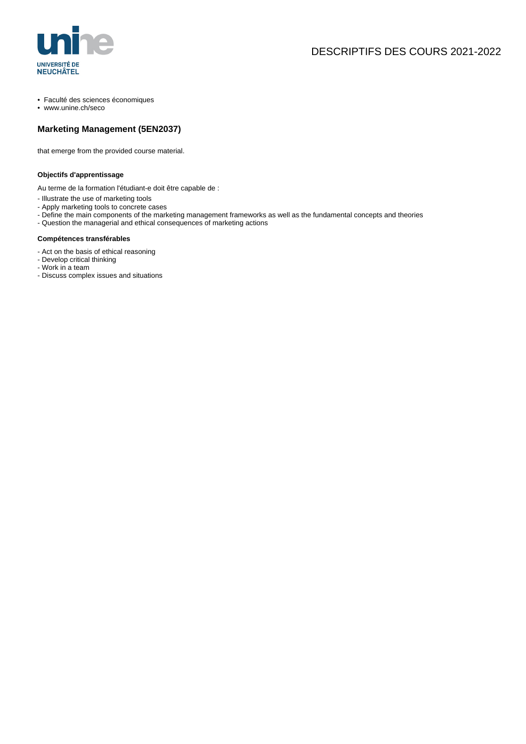- Faculté des sciences économiques
- www.unine.ch/seco

## Marketing Management (5EN2037)

that emerge from the provided course material.

#### Objectifs d'apprentissage

Au terme de la formation l'étudiant-e doit être capable de :

- Illustrate the use of marketing tools
- Apply marketing tools to concrete cases
- Define the main components of the marketing management frameworks as well as the fundamental concepts and theories
- Question the managerial and ethical consequences of marketing actions

#### Compétences transférables

- Act on the basis of ethical reasoning
- Develop critical thinking
- Work in a team
- Discuss complex issues and situations